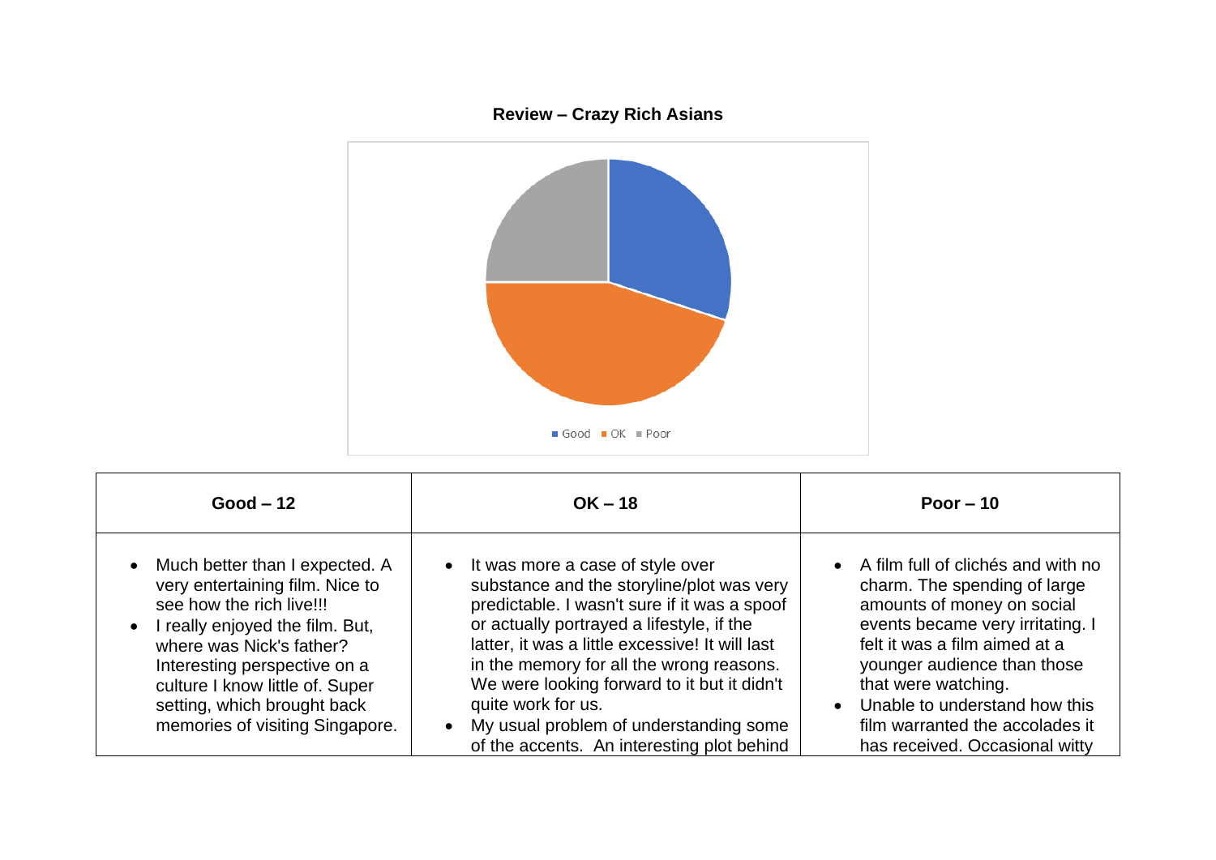**Review – Crazy Rich Asians**

| Good – 12 | OK – 18 | Poor – 10 |
|---|---|---|
| • Much better than I expected. A very entertaining film. Nice to see how the rich live!!!<br>• I really enjoyed the film. But, where was Nick's father? Interesting perspective on a culture I know little of. Super setting, which brought back memories of visiting Singapore. | • It was more a case of style over substance and the storyline/plot was very predictable. I wasn't sure if it was a spoof or actually portrayed a lifestyle, if the latter, it was a little excessive! It will last in the memory for all the wrong reasons. We were looking forward to it but it didn't quite work for us.<br>• My usual problem of understanding some of the accents. An interesting plot behind | • A film full of clichés and with no charm. The spending of large amounts of money on social events became very irritating. I felt it was a film aimed at a younger audience than those that were watching.<br>• Unable to understand how this film warranted the accolades it has received. Occasional witty |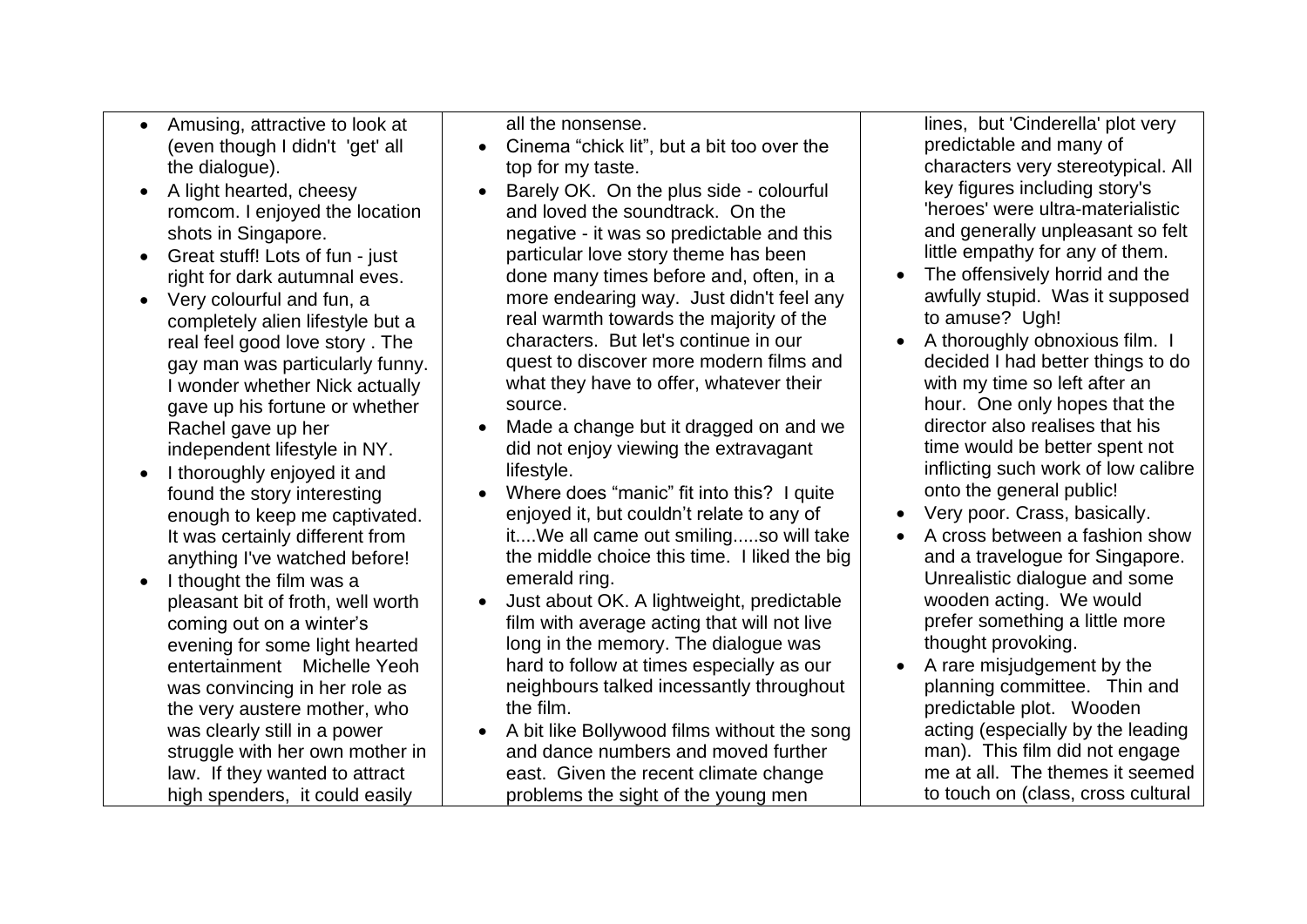- Amusing, attractive to look at (even though I didn't 'get' all the dialogue).
- A light hearted, cheesy romcom. I enjoyed the location shots in Singapore.
- Great stuff! Lots of fun - just right for dark autumnal eves.
- Very colourful and fun, a completely alien lifestyle but a real feel good love story . The gay man was particularly funny. I wonder whether Nick actually gave up his fortune or whether Rachel gave up her independent lifestyle in NY.
- I thoroughly enjoyed it and found the story interesting enough to keep me captivated. It was certainly different from anything I've watched before!
- I thought the film was a pleasant bit of froth, well worth coming out on a winter's evening for some light hearted entertainment Michelle Yeoh was convincing in her role as the very austere mother, who was clearly still in a power struggle with her own mother in law. If they wanted to attract high spenders, it could easily all the nonsense.
- Cinema "chick lit", but a bit too over the top for my taste.
- Barely OK. On the plus side - colourful and loved the soundtrack. On the negative - it was so predictable and this particular love story theme has been done many times before and, often, in a more endearing way. Just didn't feel any real warmth towards the majority of the characters. But let's continue in our quest to discover more modern films and what they have to offer, whatever their source.
- Made a change but it dragged on and we did not enjoy viewing the extravagant lifestyle.
- Where does "manic" fit into this? I quite enjoyed it, but couldn't relate to any of it....We all came out smiling.....so will take the middle choice this time. I liked the big emerald ring.
- Just about OK. A lightweight, predictable film with average acting that will not live long in the memory. The dialogue was hard to follow at times especially as our neighbours talked incessantly throughout the film.
- A bit like Bollywood films without the song and dance numbers and moved further east. Given the recent climate change problems the sight of the young men lines, but 'Cinderella' plot very predictable and many of characters very stereotypical. All key figures including story's 'heroes' were ultra-materialistic and generally unpleasant so felt little empathy for any of them.
- The offensively horrid and the awfully stupid. Was it supposed to amuse? Ugh!
- A thoroughly obnoxious film. I decided I had better things to do with my time so left after an hour. One only hopes that the director also realises that his time would be better spent not inflicting such work of low calibre onto the general public!
- Very poor. Crass, basically.
- A cross between a fashion show and a travelogue for Singapore. Unrealistic dialogue and some wooden acting. We would prefer something a little more thought provoking.
- A rare misjudgement by the planning committee. Thin and predictable plot. Wooden acting (especially by the leading man). This film did not engage me at all. The themes it seemed to touch on (class, cross cultural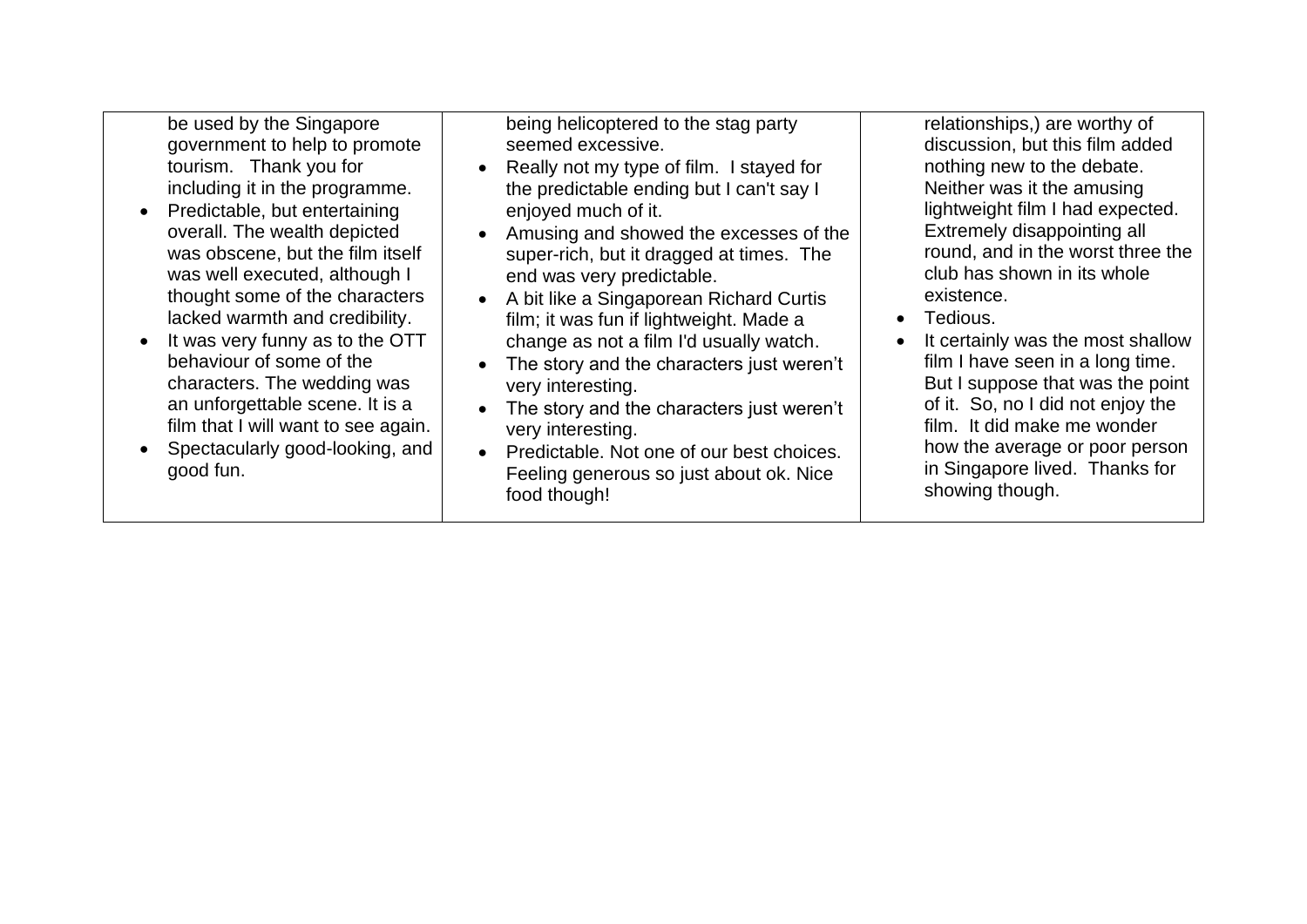| | | |
|---|---|---|
| be used by the Singapore government to help to promote tourism. Thank you for including it in the programme.<br>• Predictable, but entertaining overall. The wealth depicted was obscene, but the film itself was well executed, although I thought some of the characters lacked warmth and credibility.<br>• It was very funny as to the OTT behaviour of some of the characters. The wedding was an unforgettable scene. It is a film that I will want to see again.<br>• Spectacularly good-looking, and good fun. | being helicoptered to the stag party seemed excessive.<br>• Really not my type of film. I stayed for the predictable ending but I can't say I enjoyed much of it.<br>• Amusing and showed the excesses of the super-rich, but it dragged at times. The end was very predictable.<br>• A bit like a Singaporean Richard Curtis film; it was fun if lightweight. Made a change as not a film I'd usually watch.<br>• The story and the characters just weren't very interesting.<br>• The story and the characters just weren't very interesting.<br>• Predictable. Not one of our best choices. Feeling generous so just about ok. Nice food though! | relationships,) are worthy of discussion, but this film added nothing new to the debate. Neither was it the amusing lightweight film I had expected. Extremely disappointing all round, and in the worst three the club has shown in its whole existence.<br>• Tedious.<br>• It certainly was the most shallow film I have seen in a long time. But I suppose that was the point of it. So, no I did not enjoy the film. It did make me wonder how the average or poor person in Singapore lived. Thanks for showing though. |